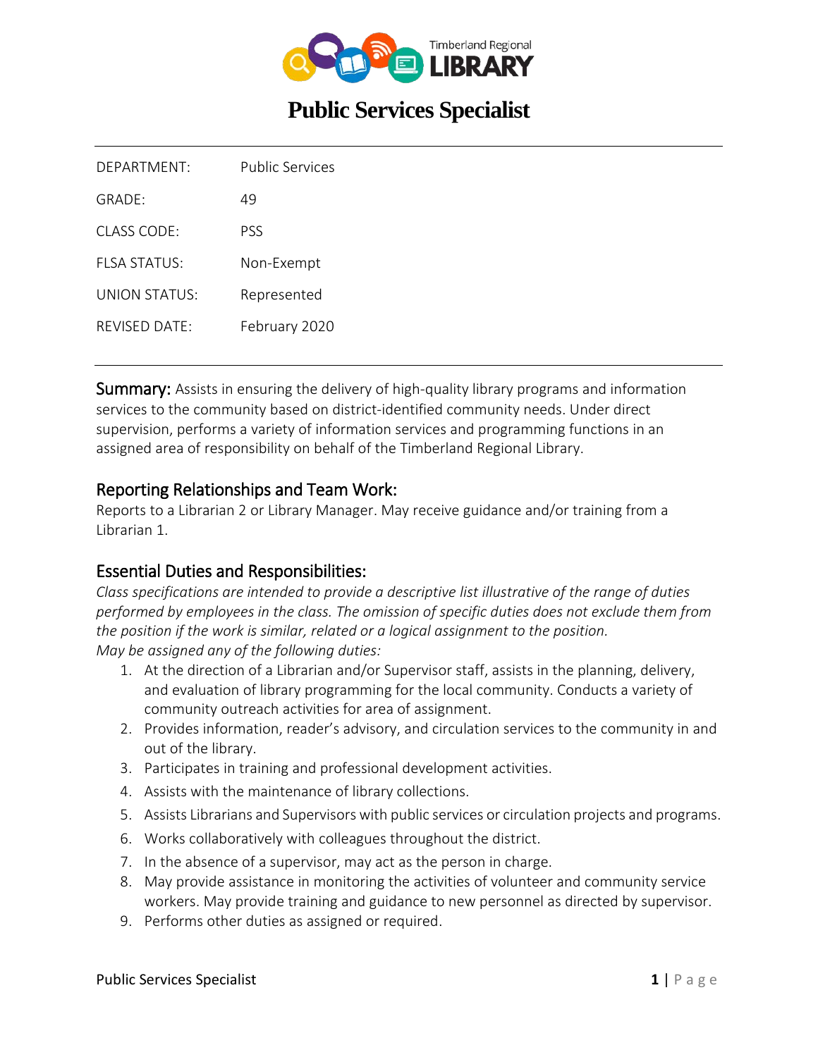Timberland Regional LIBRARY

# Public Services Specialist

| | |
|---|---|
| DEPARTMENT: | Public Services |
| GRADE: | 49 |
| CLASS CODE: | PSS |
| FLSA STATUS: | Non-Exempt |
| UNION STATUS: | Represented |
| REVISED DATE: | February 2020 |

**Summary:** Assists in ensuring the delivery of high-quality library programs and information services to the community based on district-identified community needs. Under direct supervision, performs a variety of information services and programming functions in an assigned area of responsibility on behalf of the Timberland Regional Library.

## Reporting Relationships and Team Work:

Reports to a Librarian 2 or Library Manager. May receive guidance and/or training from a Librarian 1.

## Essential Duties and Responsibilities:

*Class specifications are intended to provide a descriptive list illustrative of the range of duties performed by employees in the class. The omission of specific duties does not exclude them from the position if the work is similar, related or a logical assignment to the position.*
*May be assigned any of the following duties:*

1. At the direction of a Librarian and/or Supervisor staff, assists in the planning, delivery, and evaluation of library programming for the local community. Conducts a variety of community outreach activities for area of assignment.
2. Provides information, reader's advisory, and circulation services to the community in and out of the library.
3. Participates in training and professional development activities.
4. Assists with the maintenance of library collections.
5. Assists Librarians and Supervisors with public services or circulation projects and programs.
6. Works collaboratively with colleagues throughout the district.
7. In the absence of a supervisor, may act as the person in charge.
8. May provide assistance in monitoring the activities of volunteer and community service workers. May provide training and guidance to new personnel as directed by supervisor.
9. Performs other duties as assigned or required.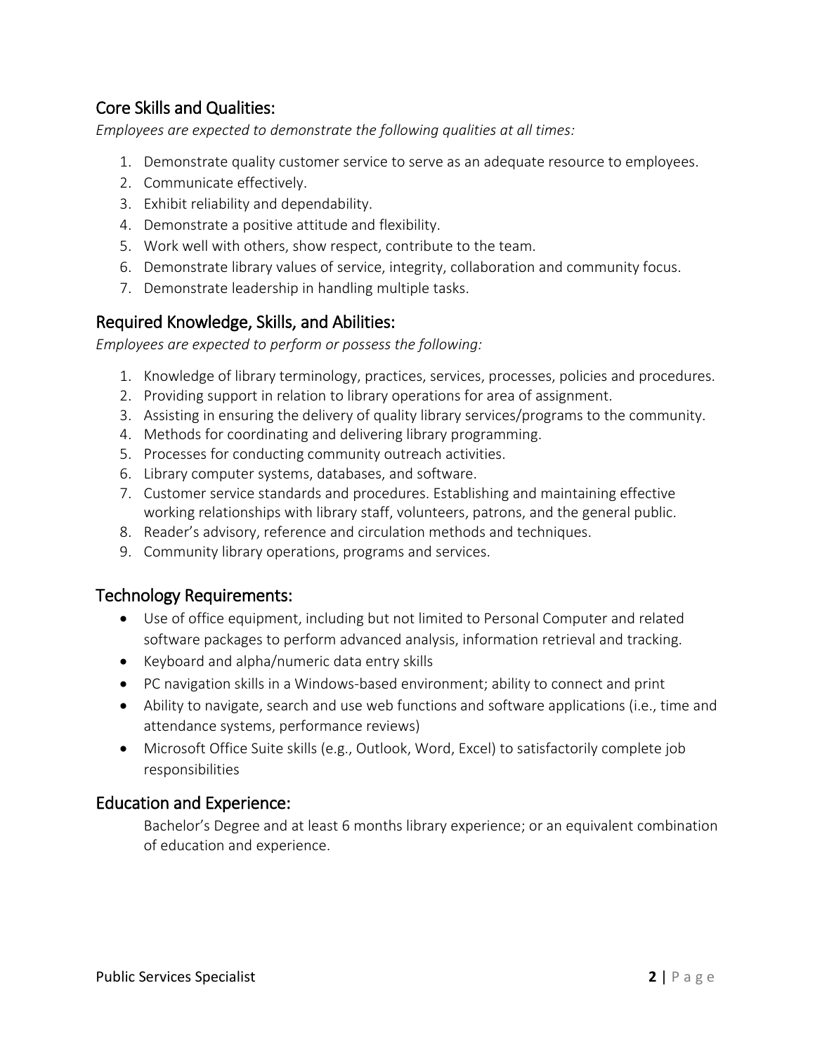## Core Skills and Qualities:

*Employees are expected to demonstrate the following qualities at all times:*

1. Demonstrate quality customer service to serve as an adequate resource to employees.
2. Communicate effectively.
3. Exhibit reliability and dependability.
4. Demonstrate a positive attitude and flexibility.
5. Work well with others, show respect, contribute to the team.
6. Demonstrate library values of service, integrity, collaboration and community focus.
7. Demonstrate leadership in handling multiple tasks.

## Required Knowledge, Skills, and Abilities:

*Employees are expected to perform or possess the following:*

1. Knowledge of library terminology, practices, services, processes, policies and procedures.
2. Providing support in relation to library operations for area of assignment.
3. Assisting in ensuring the delivery of quality library services/programs to the community.
4. Methods for coordinating and delivering library programming.
5. Processes for conducting community outreach activities.
6. Library computer systems, databases, and software.
7. Customer service standards and procedures. Establishing and maintaining effective working relationships with library staff, volunteers, patrons, and the general public.
8. Reader's advisory, reference and circulation methods and techniques.
9. Community library operations, programs and services.

## Technology Requirements:

- Use of office equipment, including but not limited to Personal Computer and related software packages to perform advanced analysis, information retrieval and tracking.
- Keyboard and alpha/numeric data entry skills
- PC navigation skills in a Windows-based environment; ability to connect and print
- Ability to navigate, search and use web functions and software applications (i.e., time and attendance systems, performance reviews)
- Microsoft Office Suite skills (e.g., Outlook, Word, Excel) to satisfactorily complete job responsibilities

## Education and Experience:

Bachelor's Degree and at least 6 months library experience; or an equivalent combination of education and experience.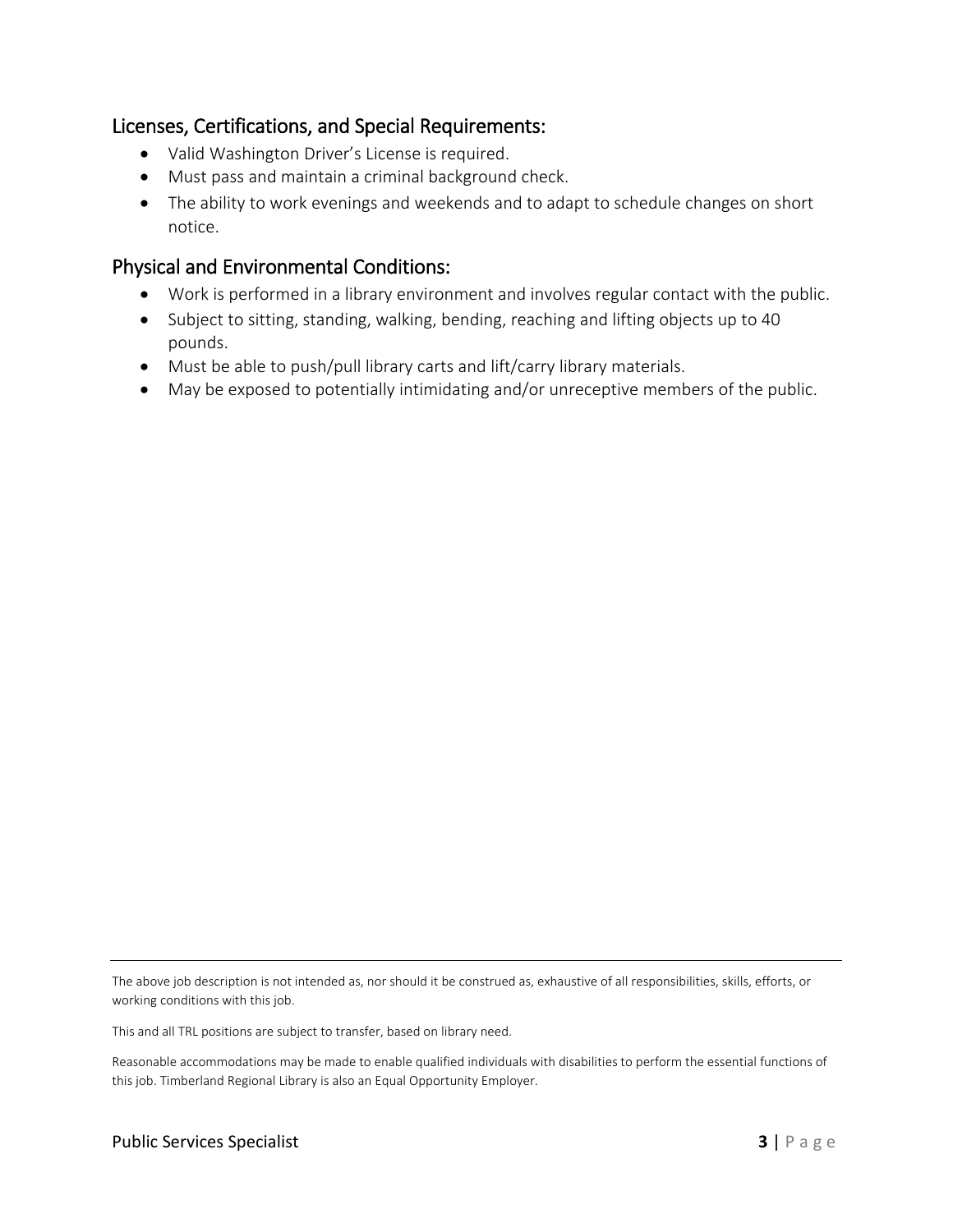## Licenses, Certifications, and Special Requirements:

- Valid Washington Driver's License is required.
- Must pass and maintain a criminal background check.
- The ability to work evenings and weekends and to adapt to schedule changes on short notice.

## Physical and Environmental Conditions:

- Work is performed in a library environment and involves regular contact with the public.
- Subject to sitting, standing, walking, bending, reaching and lifting objects up to 40 pounds.
- Must be able to push/pull library carts and lift/carry library materials.
- May be exposed to potentially intimidating and/or unreceptive members of the public.

---

The above job description is not intended as, nor should it be construed as, exhaustive of all responsibilities, skills, efforts, or working conditions with this job.

This and all TRL positions are subject to transfer, based on library need.

Reasonable accommodations may be made to enable qualified individuals with disabilities to perform the essential functions of this job. Timberland Regional Library is also an Equal Opportunity Employer.